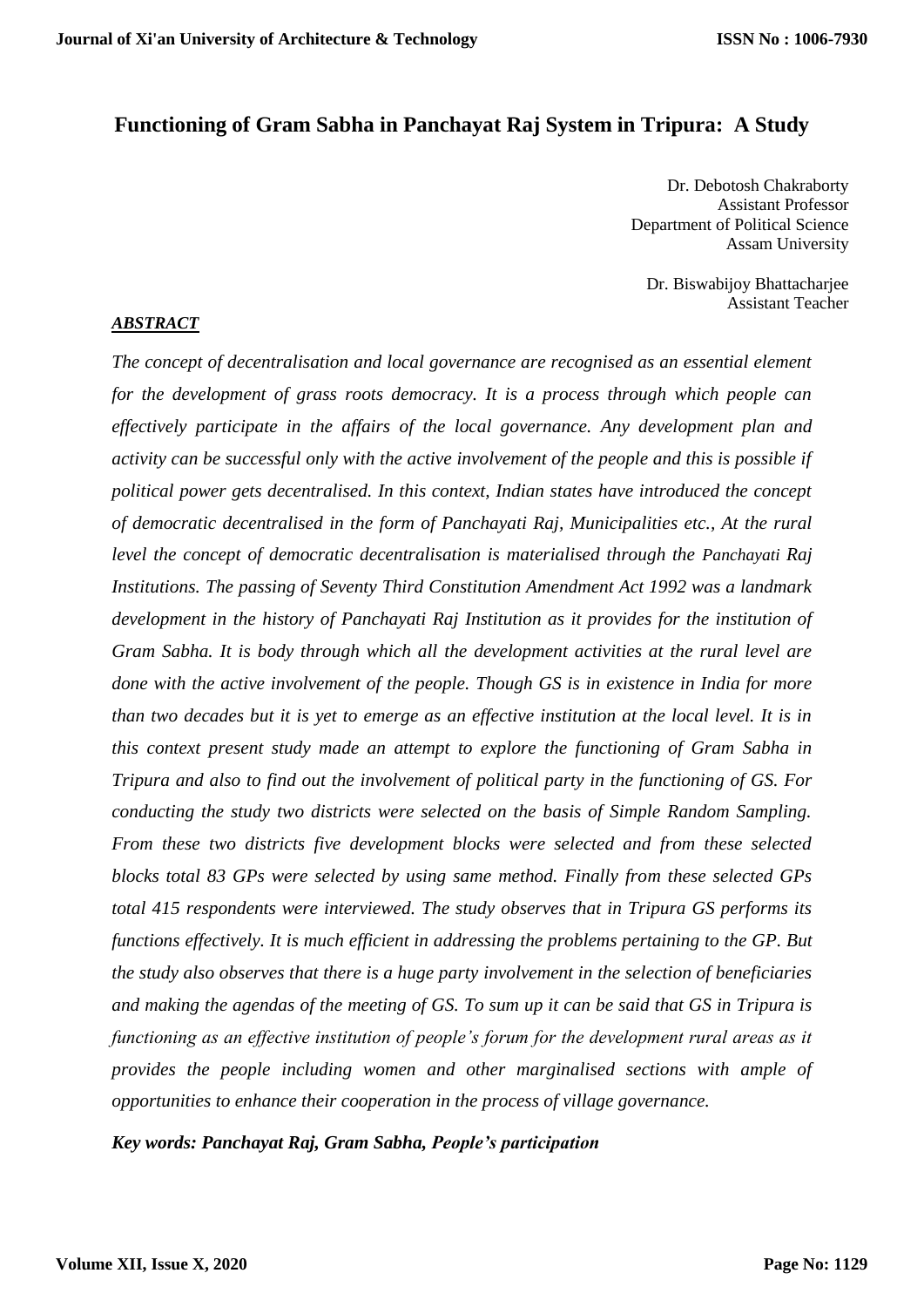# Functioning of Gram Sabha in Panchayat Raj System in Tripura: A Study

Dr. Debotosh Chakraborty
Assistant Professor
Department of Political Science
Assam University

Dr. Biswabijoy Bhattacharjee
Assistant Teacher

***ABSTRACT***

*The concept of decentralisation and local governance are recognised as an essential element for the development of grass roots democracy. It is a process through which people can effectively participate in the affairs of the local governance. Any development plan and activity can be successful only with the active involvement of the people and this is possible if political power gets decentralised. In this context, Indian states have introduced the concept of democratic decentralised in the form of Panchayati Raj, Municipalities etc., At the rural level the concept of democratic decentralisation is materialised through the Panchayati Raj Institutions. The passing of Seventy Third Constitution Amendment Act 1992 was a landmark development in the history of Panchayati Raj Institution as it provides for the institution of Gram Sabha. It is body through which all the development activities at the rural level are done with the active involvement of the people. Though GS is in existence in India for more than two decades but it is yet to emerge as an effective institution at the local level. It is in this context present study made an attempt to explore the functioning of Gram Sabha in Tripura and also to find out the involvement of political party in the functioning of GS. For conducting the study two districts were selected on the basis of Simple Random Sampling. From these two districts five development blocks were selected and from these selected blocks total 83 GPs were selected by using same method. Finally from these selected GPs total 415 respondents were interviewed. The study observes that in Tripura GS performs its functions effectively. It is much efficient in addressing the problems pertaining to the GP. But the study also observes that there is a huge party involvement in the selection of beneficiaries and making the agendas of the meeting of GS. To sum up it can be said that GS in Tripura is functioning as an effective institution of people's forum for the development rural areas as it provides the people including women and other marginalised sections with ample of opportunities to enhance their cooperation in the process of village governance.*

***Key words: Panchayat Raj, Gram Sabha, People's participation***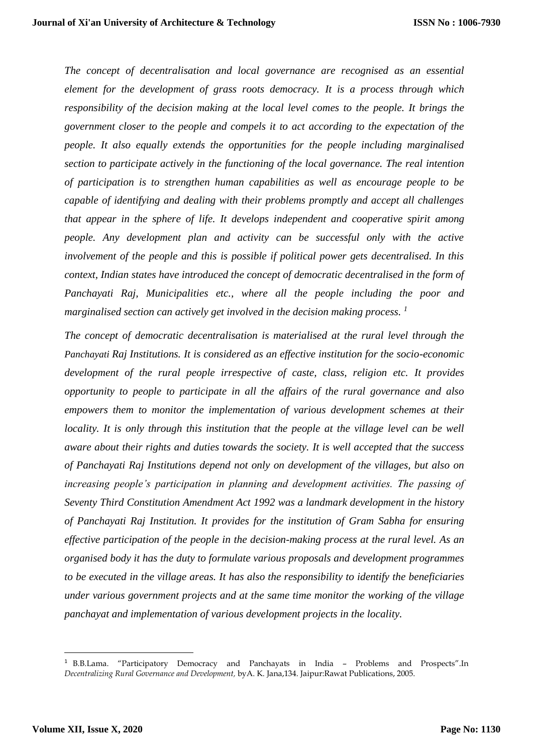*The concept of decentralisation and local governance are recognised as an essential element for the development of grass roots democracy. It is a process through which responsibility of the decision making at the local level comes to the people. It brings the government closer to the people and compels it to act according to the expectation of the people. It also equally extends the opportunities for the people including marginalised section to participate actively in the functioning of the local governance. The real intention of participation is to strengthen human capabilities as well as encourage people to be capable of identifying and dealing with their problems promptly and accept all challenges that appear in the sphere of life. It develops independent and cooperative spirit among people. Any development plan and activity can be successful only with the active involvement of the people and this is possible if political power gets decentralised. In this context, Indian states have introduced the concept of democratic decentralised in the form of Panchayati Raj, Municipalities etc., where all the people including the poor and marginalised section can actively get involved in the decision making process.* [1]

*The concept of democratic decentralisation is materialised at the rural level through the Panchayati Raj Institutions. It is considered as an effective institution for the socio-economic development of the rural people irrespective of caste, class, religion etc. It provides opportunity to people to participate in all the affairs of the rural governance and also empowers them to monitor the implementation of various development schemes at their locality. It is only through this institution that the people at the village level can be well aware about their rights and duties towards the society. It is well accepted that the success of Panchayati Raj Institutions depend not only on development of the villages, but also on increasing people's participation in planning and development activities. The passing of Seventy Third Constitution Amendment Act 1992 was a landmark development in the history of Panchayati Raj Institution. It provides for the institution of Gram Sabha for ensuring effective participation of the people in the decision-making process at the rural level. As an organised body it has the duty to formulate various proposals and development programmes to be executed in the village areas. It has also the responsibility to identify the beneficiaries under various government projects and at the same time monitor the working of the village panchayat and implementation of various development projects in the locality.*

---

[1] B.B.Lama. "Participatory Democracy and Panchayats in India – Problems and Prospects".In *Decentralizing Rural Governance and Development,* byA. K. Jana,134. Jaipur:Rawat Publications, 2005.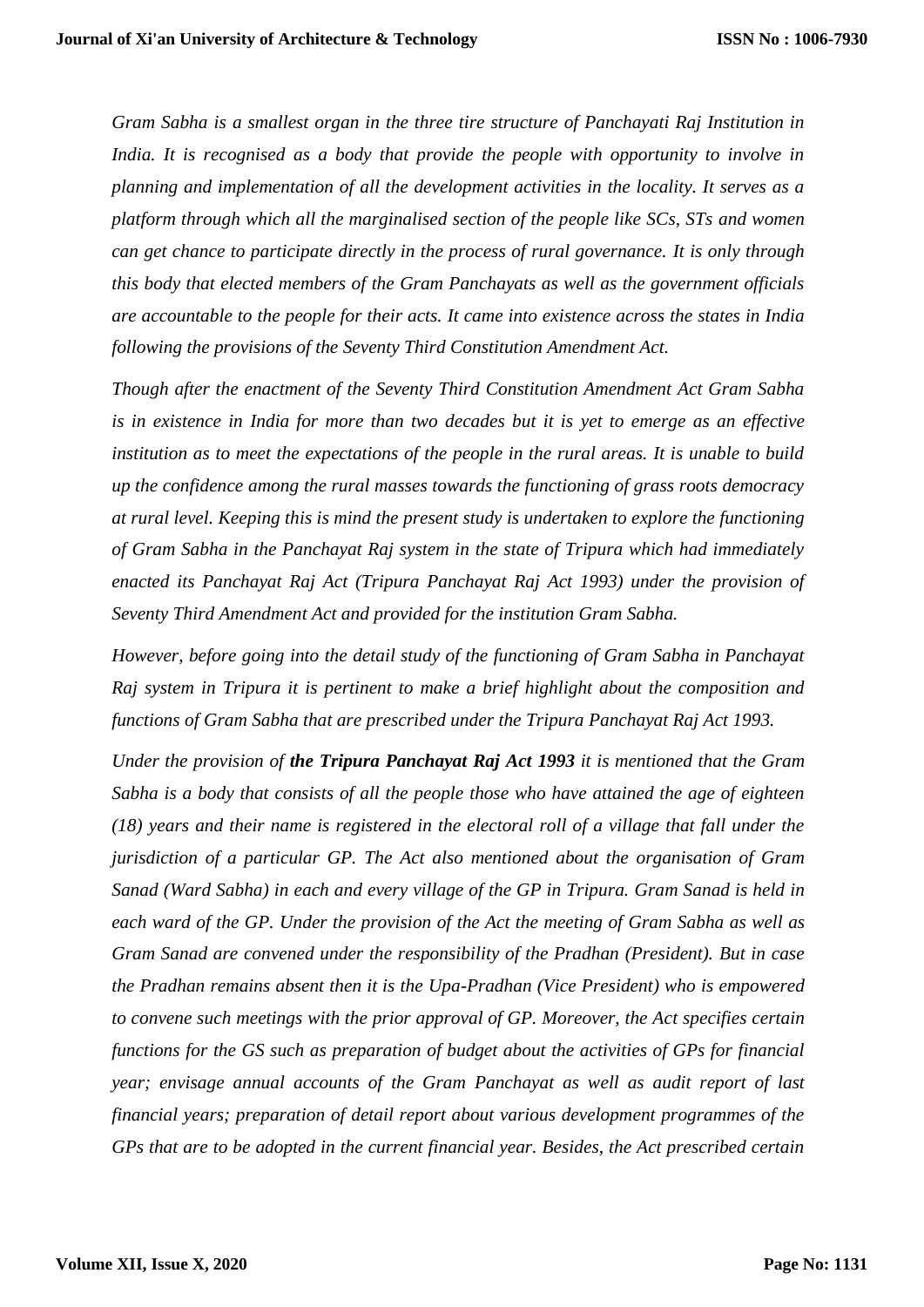*Gram Sabha is a smallest organ in the three tire structure of Panchayati Raj Institution in India. It is recognised as a body that provide the people with opportunity to involve in planning and implementation of all the development activities in the locality. It serves as a platform through which all the marginalised section of the people like SCs, STs and women can get chance to participate directly in the process of rural governance. It is only through this body that elected members of the Gram Panchayats as well as the government officials are accountable to the people for their acts. It came into existence across the states in India following the provisions of the Seventy Third Constitution Amendment Act.*

*Though after the enactment of the Seventy Third Constitution Amendment Act Gram Sabha is in existence in India for more than two decades but it is yet to emerge as an effective institution as to meet the expectations of the people in the rural areas. It is unable to build up the confidence among the rural masses towards the functioning of grass roots democracy at rural level. Keeping this is mind the present study is undertaken to explore the functioning of Gram Sabha in the Panchayat Raj system in the state of Tripura which had immediately enacted its Panchayat Raj Act (Tripura Panchayat Raj Act 1993) under the provision of Seventy Third Amendment Act and provided for the institution Gram Sabha.*

*However, before going into the detail study of the functioning of Gram Sabha in Panchayat Raj system in Tripura it is pertinent to make a brief highlight about the composition and functions of Gram Sabha that are prescribed under the Tripura Panchayat Raj Act 1993.*

*Under the provision of* ***the Tripura Panchayat Raj Act 1993*** *it is mentioned that the Gram Sabha is a body that consists of all the people those who have attained the age of eighteen (18) years and their name is registered in the electoral roll of a village that fall under the jurisdiction of a particular GP. The Act also mentioned about the organisation of Gram Sanad (Ward Sabha) in each and every village of the GP in Tripura. Gram Sanad is held in each ward of the GP. Under the provision of the Act the meeting of Gram Sabha as well as Gram Sanad are convened under the responsibility of the Pradhan (President). But in case the Pradhan remains absent then it is the Upa-Pradhan (Vice President) who is empowered to convene such meetings with the prior approval of GP. Moreover, the Act specifies certain functions for the GS such as preparation of budget about the activities of GPs for financial year; envisage annual accounts of the Gram Panchayat as well as audit report of last financial years; preparation of detail report about various development programmes of the GPs that are to be adopted in the current financial year. Besides, the Act prescribed certain*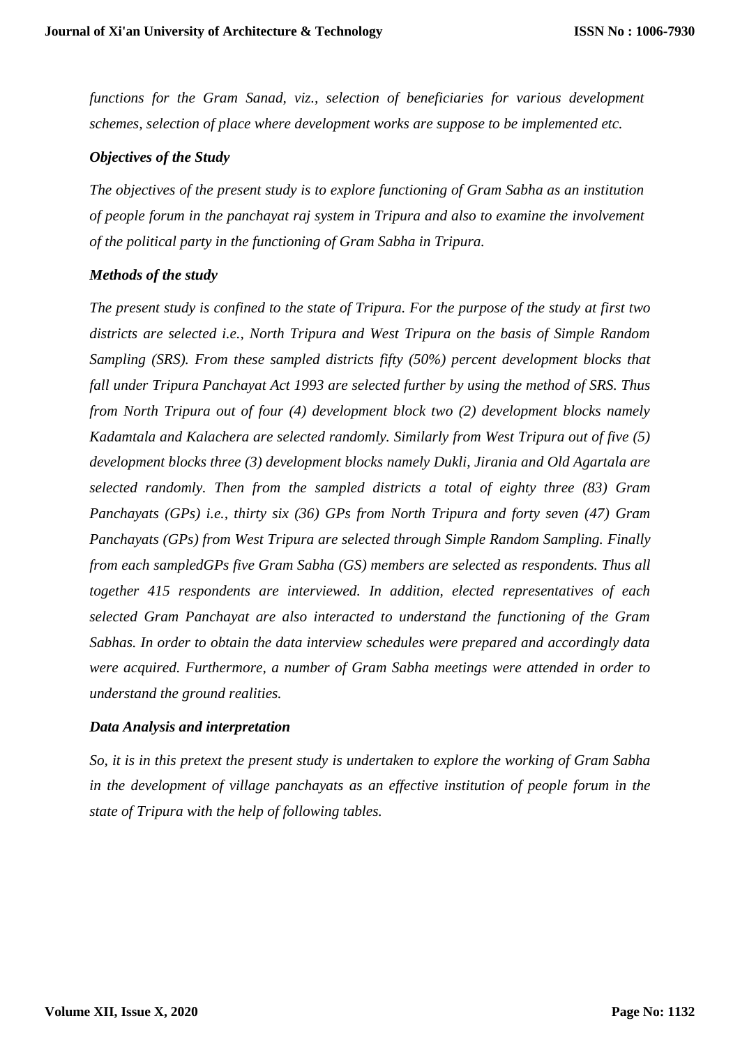*functions for the Gram Sanad, viz., selection of beneficiaries for various development schemes, selection of place where development works are suppose to be implemented etc.*

### *Objectives of the Study*

*The objectives of the present study is to explore functioning of Gram Sabha as an institution of people forum in the panchayat raj system in Tripura and also to examine the involvement of the political party in the functioning of Gram Sabha in Tripura.*

### *Methods of the study*

*The present study is confined to the state of Tripura. For the purpose of the study at first two districts are selected i.e., North Tripura and West Tripura on the basis of Simple Random Sampling (SRS). From these sampled districts fifty (50%) percent development blocks that fall under Tripura Panchayat Act 1993 are selected further by using the method of SRS. Thus from North Tripura out of four (4) development block two (2) development blocks namely Kadamtala and Kalachera are selected randomly. Similarly from West Tripura out of five (5) development blocks three (3) development blocks namely Dukli, Jirania and Old Agartala are selected randomly. Then from the sampled districts a total of eighty three (83) Gram Panchayats (GPs) i.e., thirty six (36) GPs from North Tripura and forty seven (47) Gram Panchayats (GPs) from West Tripura are selected through Simple Random Sampling. Finally from each sampledGPs five Gram Sabha (GS) members are selected as respondents. Thus all together 415 respondents are interviewed. In addition, elected representatives of each selected Gram Panchayat are also interacted to understand the functioning of the Gram Sabhas. In order to obtain the data interview schedules were prepared and accordingly data were acquired. Furthermore, a number of Gram Sabha meetings were attended in order to understand the ground realities.*

### *Data Analysis and interpretation*

*So, it is in this pretext the present study is undertaken to explore the working of Gram Sabha in the development of village panchayats as an effective institution of people forum in the state of Tripura with the help of following tables.*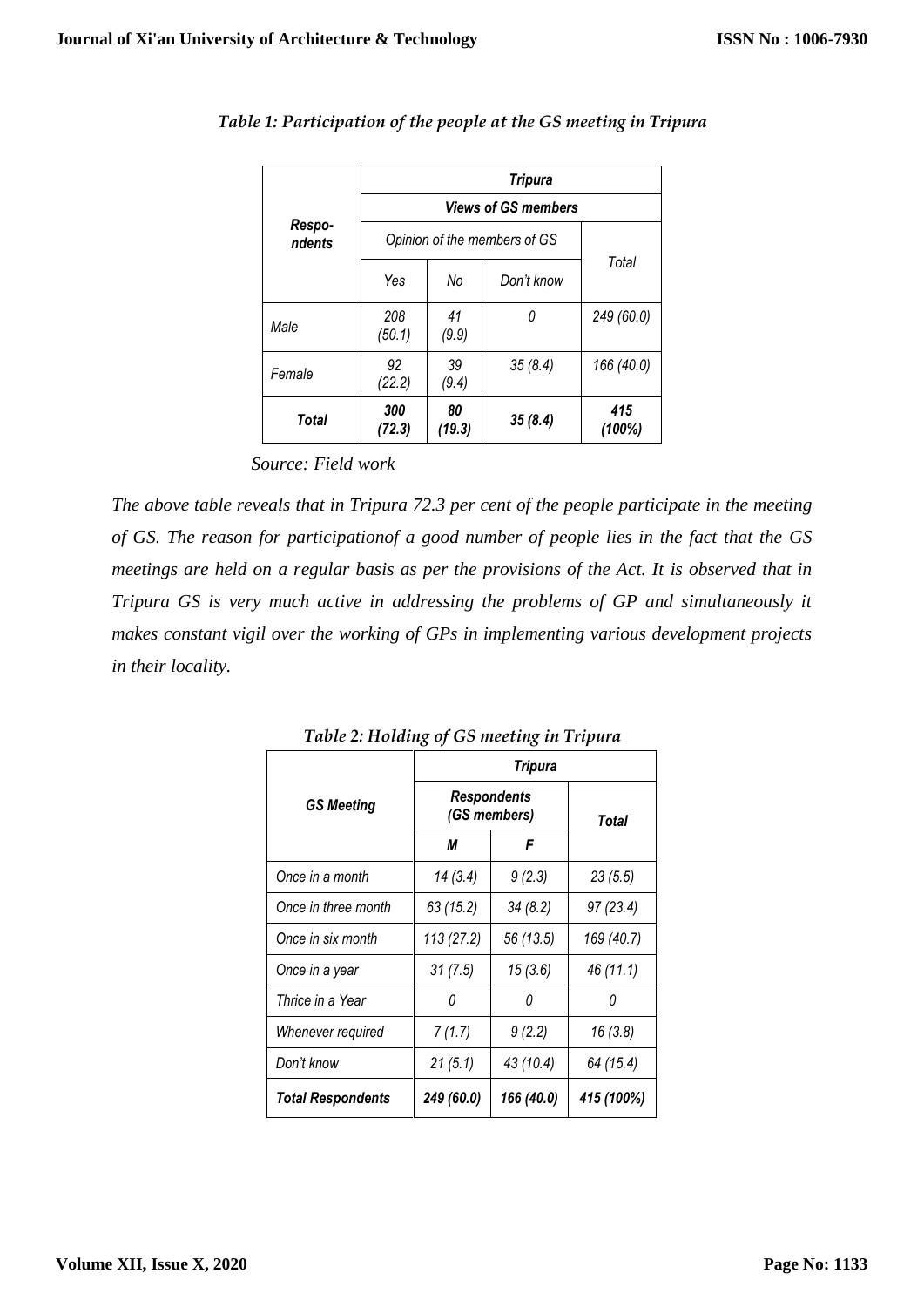*Table 1: Participation of the people at the GS meeting in Tripura*

| Respo-ndents | Tripura | | | |
|---|---|---|---|---|
| | Views of GS members | | | |
| | Opinion of the members of GS | | | Total |
| | Yes | No | Don't know | |
| Male | 208 (50.1) | 41 (9.9) | 0 | 249 (60.0) |
| Female | 92 (22.2) | 39 (9.4) | 35 (8.4) | 166 (40.0) |
| **Total** | **300 (72.3)** | **80 (19.3)** | **35 (8.4)** | **415 (100%)** |

*Source: Field work*

*The above table reveals that in Tripura 72.3 per cent of the people participate in the meeting of GS. The reason for participationof a good number of people lies in the fact that the GS meetings are held on a regular basis as per the provisions of the Act. It is observed that in Tripura GS is very much active in addressing the problems of GP and simultaneously it makes constant vigil over the working of GPs in implementing various development projects in their locality.*

*Table 2: Holding of GS meeting in Tripura*

| GS Meeting | Tripura | | |
|---|---|---|---|
| | Respondents (GS members) | | Total |
| | M | F | |
| Once in a month | 14 (3.4) | 9 (2.3) | 23 (5.5) |
| Once in three month | 63 (15.2) | 34 (8.2) | 97 (23.4) |
| Once in six month | 113 (27.2) | 56 (13.5) | 169 (40.7) |
| Once in a year | 31 (7.5) | 15 (3.6) | 46 (11.1) |
| Thrice in a Year | 0 | 0 | 0 |
| Whenever required | 7 (1.7) | 9 (2.2) | 16 (3.8) |
| Don't know | 21 (5.1) | 43 (10.4) | 64 (15.4) |
| **Total Respondents** | **249 (60.0)** | **166 (40.0)** | **415 (100%)** |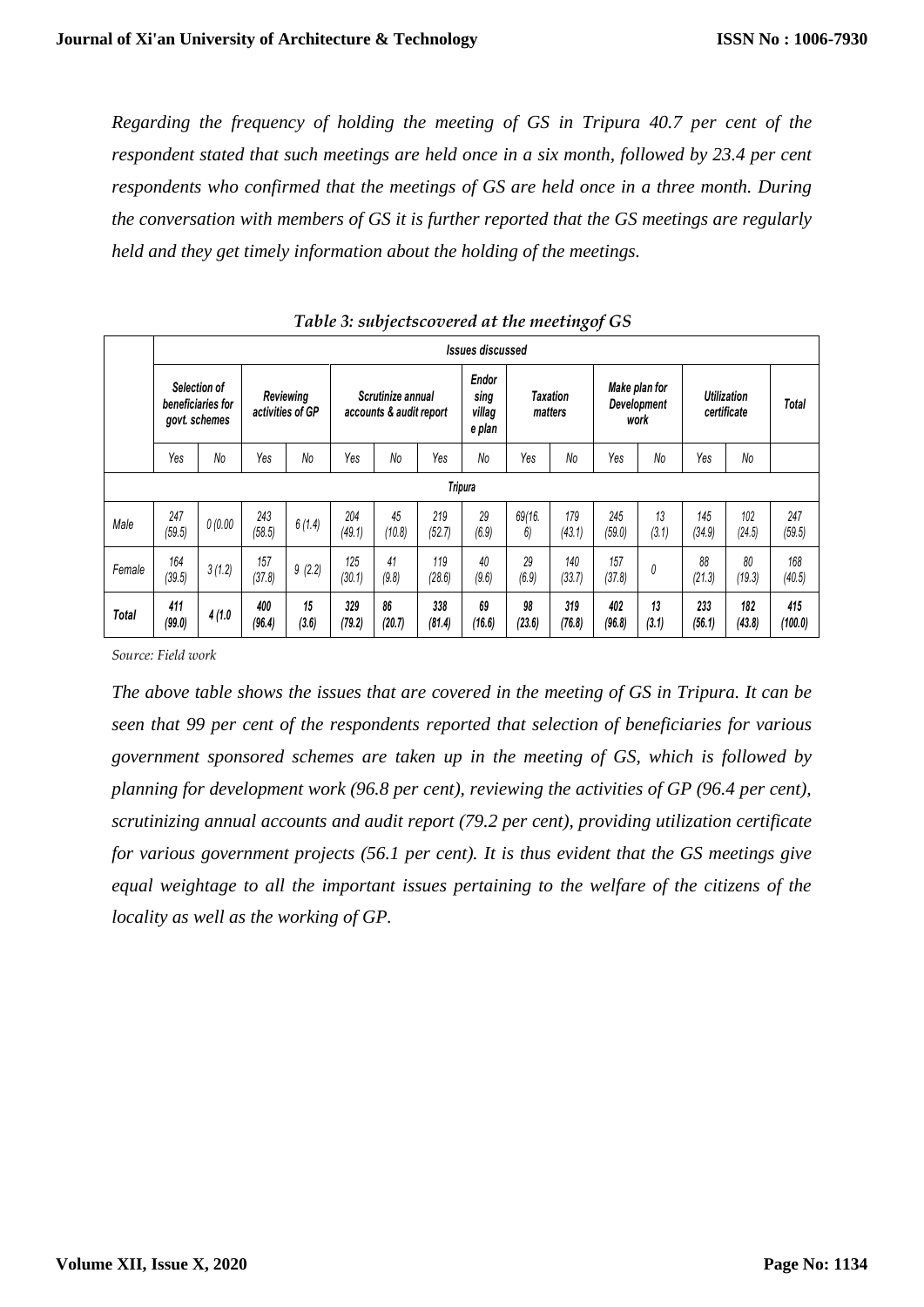*Regarding the frequency of holding the meeting of GS in Tripura 40.7 per cent of the respondent stated that such meetings are held once in a six month, followed by 23.4 per cent respondents who confirmed that the meetings of GS are held once in a three month. During the conversation with members of GS it is further reported that the GS meetings are regularly held and they get timely information about the holding of the meetings.*

*Table 3: subjectscovered at the meetingof GS*

| | Issues discussed | | | | | | | | | | | | | | |
|---|---|---|---|---|---|---|---|---|---|---|---|---|---|---|---|
| | Selection of beneficiaries for govt. schemes | | Reviewing activities of GP | | Scrutinize annual accounts & audit report | | Endorsing village plan | | Taxation matters | | Make plan for Development work | | Utilization certificate | | Total |
| | Yes | No | Yes | No | Yes | No | Yes | No | Yes | No | Yes | No | Yes | No | |
| Tripura | | | | | | | | | | | | | | | |
| Male | 247 (59.5) | 0 (0.00 | 243 (58.5) | 6 (1.4) | 204 (49.1) | 45 (10.8) | 219 (52.7) | 29 (6.9) | 69(16.6) | 179 (43.1) | 245 (59.0) | 13 (3.1) | 145 (34.9) | 102 (24.5) | 247 (59.5) |
| Female | 164 (39.5) | 3 (1.2) | 157 (37.8) | 9 (2.2) | 125 (30.1) | 41 (9.8) | 119 (28.6) | 40 (9.6) | 29 (6.9) | 140 (33.7) | 157 (37.8) | 0 | 88 (21.3) | 80 (19.3) | 168 (40.5) |
| **Total** | **411 (99.0)** | **4 (1.0** | **400 (96.4)** | **15 (3.6)** | **329 (79.2)** | **86 (20.7)** | **338 (81.4)** | **69 (16.6)** | **98 (23.6)** | **319 (76.8)** | **402 (96.8)** | **13 (3.1)** | **233 (56.1)** | **182 (43.8)** | **415 (100.0)** |

*Source: Field work*

*The above table shows the issues that are covered in the meeting of GS in Tripura. It can be seen that 99 per cent of the respondents reported that selection of beneficiaries for various government sponsored schemes are taken up in the meeting of GS, which is followed by planning for development work (96.8 per cent), reviewing the activities of GP (96.4 per cent), scrutinizing annual accounts and audit report (79.2 per cent), providing utilization certificate for various government projects (56.1 per cent). It is thus evident that the GS meetings give equal weightage to all the important issues pertaining to the welfare of the citizens of the locality as well as the working of GP.*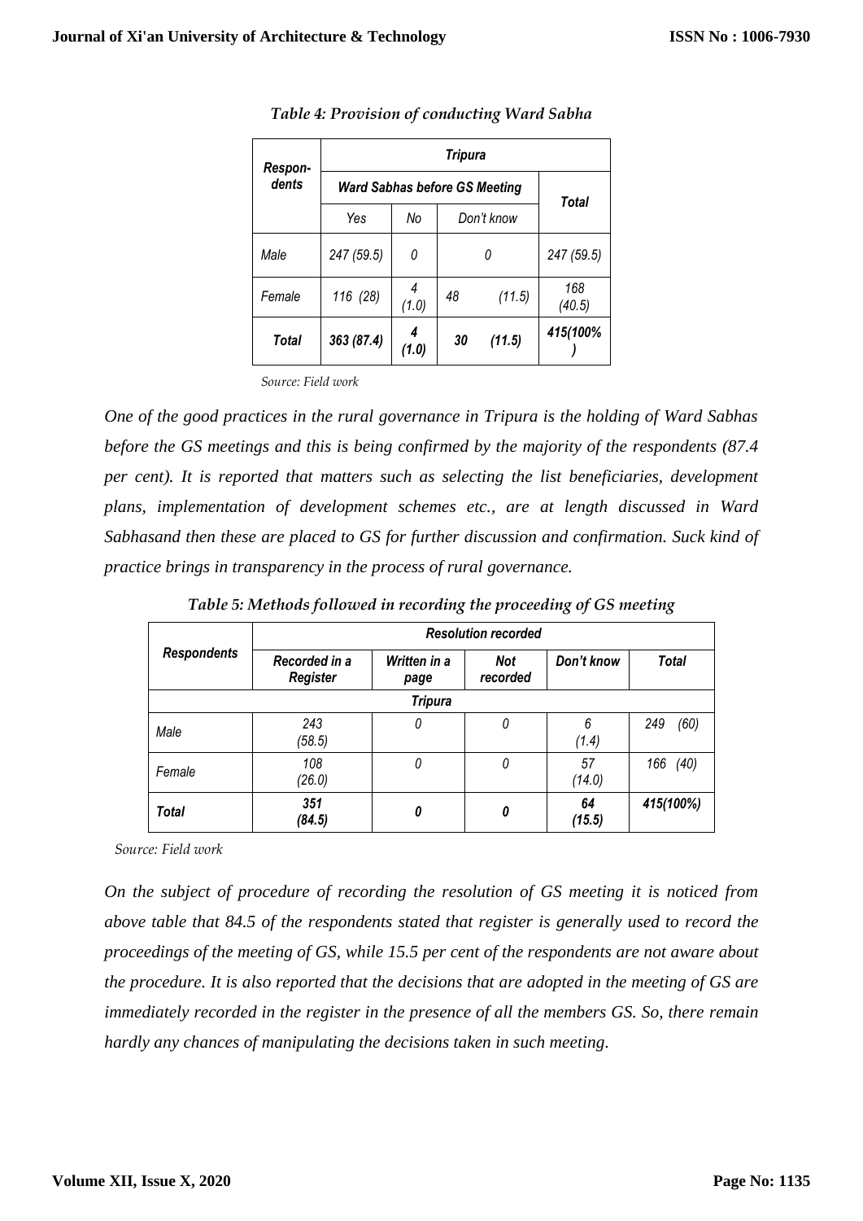*Table 4: Provision of conducting Ward Sabha*

| Respon-dents | Tripura | | | |
|---|---|---|---|---|
| | Ward Sabhas before GS Meeting | | | Total |
| | Yes | No | Don't know | |
| Male | 247 (59.5) | 0 | 0 | 247 (59.5) |
| Female | 116 (28) | 4 (1.0) | 48 (11.5) | 168 (40.5) |
| **Total** | **363 (87.4)** | **4 (1.0)** | **30 (11.5)** | **415(100%)** |

*Source: Field work*

*One of the good practices in the rural governance in Tripura is the holding of Ward Sabhas before the GS meetings and this is being confirmed by the majority of the respondents (87.4 per cent). It is reported that matters such as selecting the list beneficiaries, development plans, implementation of development schemes etc., are at length discussed in Ward Sabhasand then these are placed to GS for further discussion and confirmation. Suck kind of practice brings in transparency in the process of rural governance.*

*Table 5: Methods followed in recording the proceeding of GS meeting*

| Respondents | Resolution recorded | | | | |
|---|---|---|---|---|---|
| | Recorded in a Register | Written in a page | Not recorded | Don't know | Total |
| | | | Tripura | | |
| Male | 243 (58.5) | 0 | 0 | 6 (1.4) | 249 (60) |
| Female | 108 (26.0) | 0 | 0 | 57 (14.0) | 166 (40) |
| **Total** | **351 (84.5)** | **0** | **0** | **64 (15.5)** | **415(100%)** |

*Source: Field work*

*On the subject of procedure of recording the resolution of GS meeting it is noticed from above table that 84.5 of the respondents stated that register is generally used to record the proceedings of the meeting of GS, while 15.5 per cent of the respondents are not aware about the procedure. It is also reported that the decisions that are adopted in the meeting of GS are immediately recorded in the register in the presence of all the members GS. So, there remain hardly any chances of manipulating the decisions taken in such meeting.*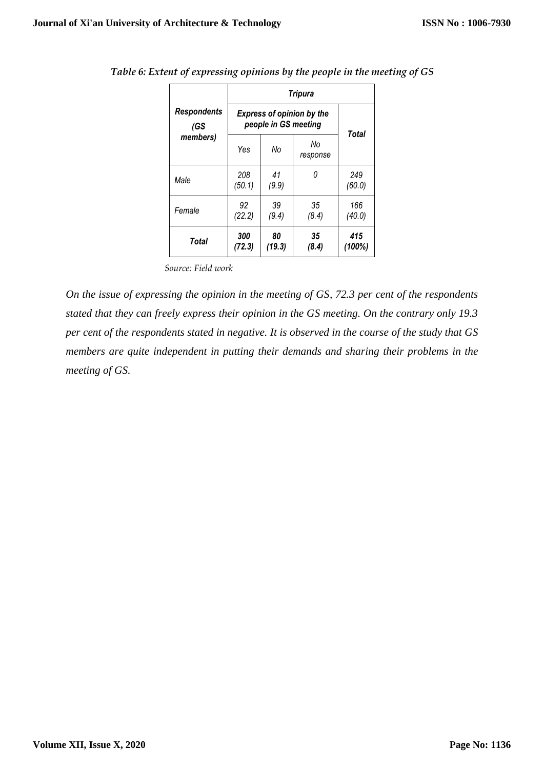*Table 6: Extent of expressing opinions by the people in the meeting of GS*

| *Respondents (GS members)* | *Tripura* | | | |
|---|---|---|---|---|
| | *Express of opinion by the people in GS meeting* | | | *Total* |
| | *Yes* | *No* | *No response* | |
| *Male* | *208 (50.1)* | *41 (9.9)* | *0* | *249 (60.0)* |
| *Female* | *92 (22.2)* | *39 (9.4)* | *35 (8.4)* | *166 (40.0)* |
| ***Total*** | ***300 (72.3)*** | ***80 (19.3)*** | ***35 (8.4)*** | ***415 (100%)*** |

*Source: Field work*

*On the issue of expressing the opinion in the meeting of GS, 72.3 per cent of the respondents stated that they can freely express their opinion in the GS meeting. On the contrary only 19.3 per cent of the respondents stated in negative. It is observed in the course of the study that GS members are quite independent in putting their demands and sharing their problems in the meeting of GS.*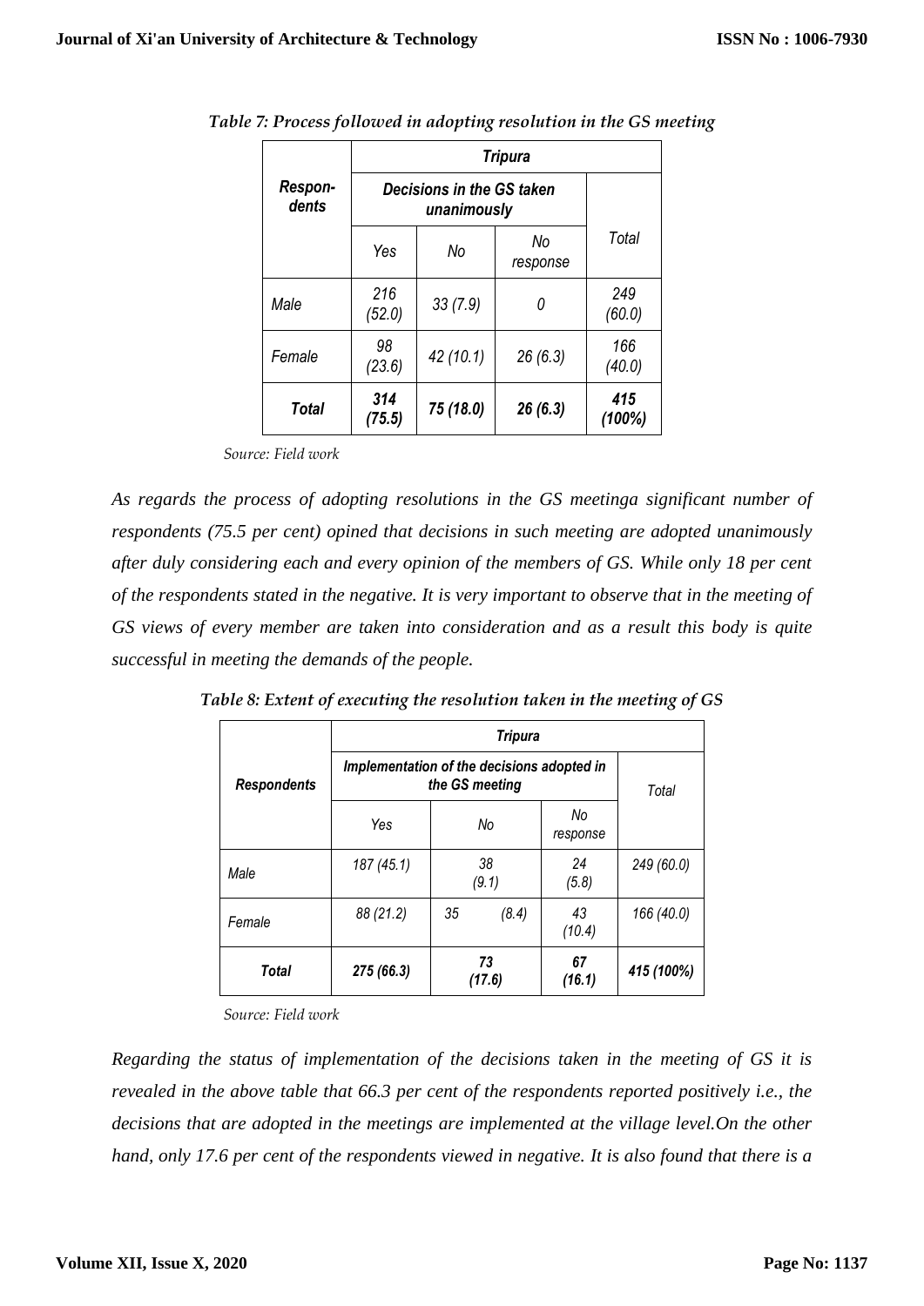*Table 7: Process followed in adopting resolution in the GS meeting*

| Respon-dents | Tripura | | | |
|---|---|---|---|---|
| | Decisions in the GS taken unanimously | | | Total |
| | Yes | No | No response | |
| Male | 216 (52.0) | 33 (7.9) | 0 | 249 (60.0) |
| Female | 98 (23.6) | 42 (10.1) | 26 (6.3) | 166 (40.0) |
| **Total** | **314 (75.5)** | **75 (18.0)** | **26 (6.3)** | **415 (100%)** |

*Source: Field work*

*As regards the process of adopting resolutions in the GS meetinga significant number of respondents (75.5 per cent) opined that decisions in such meeting are adopted unanimously after duly considering each and every opinion of the members of GS. While only 18 per cent of the respondents stated in the negative. It is very important to observe that in the meeting of GS views of every member are taken into consideration and as a result this body is quite successful in meeting the demands of the people.*

*Table 8: Extent of executing the resolution taken in the meeting of GS*

| Respondents | Tripura | | | |
|---|---|---|---|---|
| | Implementation of the decisions adopted in the GS meeting | | | Total |
| | Yes | No | No response | |
| Male | 187 (45.1) | 38 (9.1) | 24 (5.8) | 249 (60.0) |
| Female | 88 (21.2) | 35 (8.4) | 43 (10.4) | 166 (40.0) |
| **Total** | **275 (66.3)** | **73 (17.6)** | **67 (16.1)** | **415 (100%)** |

*Source: Field work*

*Regarding the status of implementation of the decisions taken in the meeting of GS it is revealed in the above table that 66.3 per cent of the respondents reported positively i.e., the decisions that are adopted in the meetings are implemented at the village level.On the other hand, only 17.6 per cent of the respondents viewed in negative. It is also found that there is a*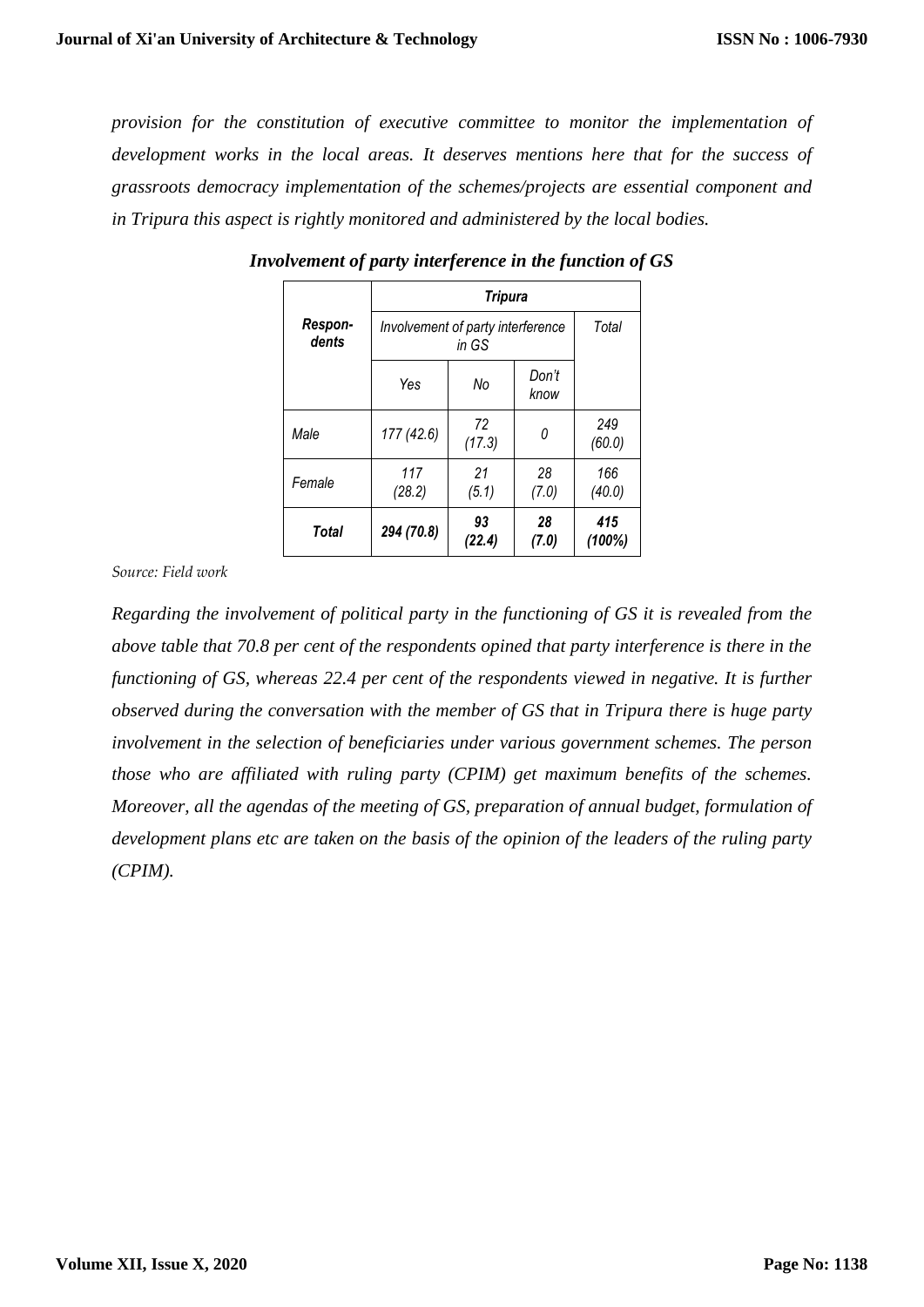*provision for the constitution of executive committee to monitor the implementation of development works in the local areas. It deserves mentions here that for the success of grassroots democracy implementation of the schemes/projects are essential component and in Tripura this aspect is rightly monitored and administered by the local bodies.*

***Involvement of party interference in the function of GS***

| *Respon-dents* | ***Tripura*** | | | |
|---|---|---|---|---|
| | *Involvement of party interference in GS* | | | *Total* |
| | *Yes* | *No* | *Don't know* | |
| *Male* | *177 (42.6)* | *72 (17.3)* | *0* | *249 (60.0)* |
| *Female* | *117 (28.2)* | *21 (5.1)* | *28 (7.0)* | *166 (40.0)* |
| ***Total*** | ***294 (70.8)*** | ***93 (22.4)*** | ***28 (7.0)*** | ***415 (100%)*** |

*Source: Field work*

*Regarding the involvement of political party in the functioning of GS it is revealed from the above table that 70.8 per cent of the respondents opined that party interference is there in the functioning of GS, whereas 22.4 per cent of the respondents viewed in negative. It is further observed during the conversation with the member of GS that in Tripura there is huge party involvement in the selection of beneficiaries under various government schemes. The person those who are affiliated with ruling party (CPIM) get maximum benefits of the schemes. Moreover, all the agendas of the meeting of GS, preparation of annual budget, formulation of development plans etc are taken on the basis of the opinion of the leaders of the ruling party (CPIM).*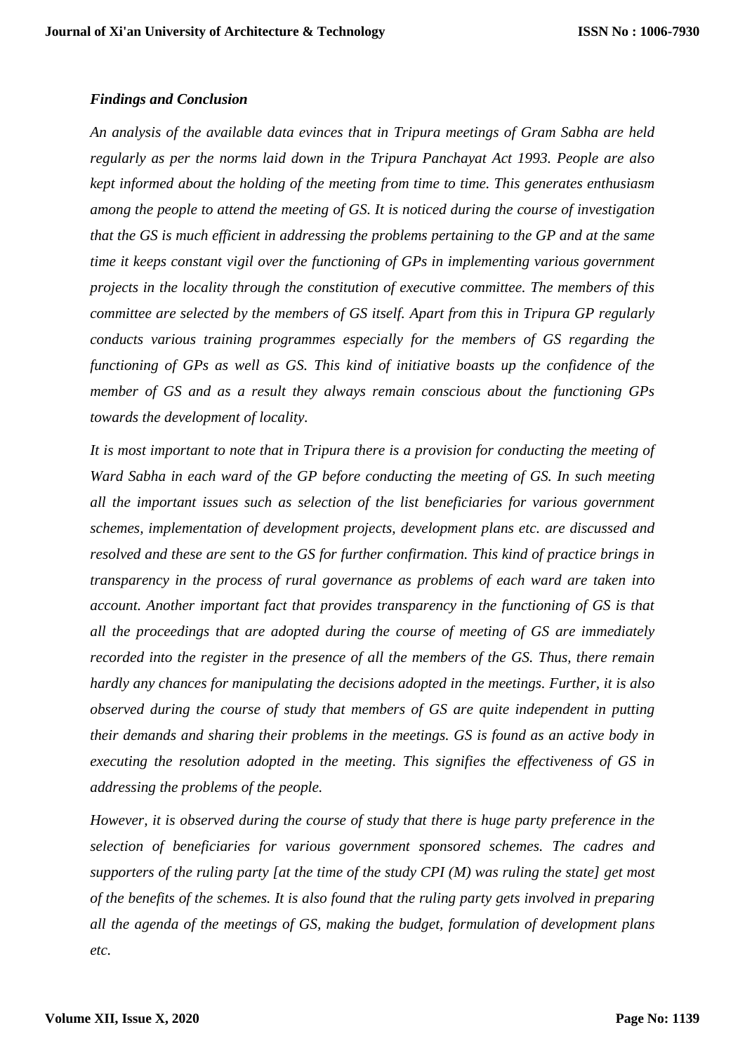### *Findings and Conclusion*

*An analysis of the available data evinces that in Tripura meetings of Gram Sabha are held regularly as per the norms laid down in the Tripura Panchayat Act 1993. People are also kept informed about the holding of the meeting from time to time. This generates enthusiasm among the people to attend the meeting of GS. It is noticed during the course of investigation that the GS is much efficient in addressing the problems pertaining to the GP and at the same time it keeps constant vigil over the functioning of GPs in implementing various government projects in the locality through the constitution of executive committee. The members of this committee are selected by the members of GS itself. Apart from this in Tripura GP regularly conducts various training programmes especially for the members of GS regarding the functioning of GPs as well as GS. This kind of initiative boasts up the confidence of the member of GS and as a result they always remain conscious about the functioning GPs towards the development of locality.*

*It is most important to note that in Tripura there is a provision for conducting the meeting of Ward Sabha in each ward of the GP before conducting the meeting of GS. In such meeting all the important issues such as selection of the list beneficiaries for various government schemes, implementation of development projects, development plans etc. are discussed and resolved and these are sent to the GS for further confirmation. This kind of practice brings in transparency in the process of rural governance as problems of each ward are taken into account. Another important fact that provides transparency in the functioning of GS is that all the proceedings that are adopted during the course of meeting of GS are immediately recorded into the register in the presence of all the members of the GS. Thus, there remain hardly any chances for manipulating the decisions adopted in the meetings. Further, it is also observed during the course of study that members of GS are quite independent in putting their demands and sharing their problems in the meetings. GS is found as an active body in executing the resolution adopted in the meeting. This signifies the effectiveness of GS in addressing the problems of the people.*

*However, it is observed during the course of study that there is huge party preference in the selection of beneficiaries for various government sponsored schemes. The cadres and supporters of the ruling party [at the time of the study CPI (M) was ruling the state] get most of the benefits of the schemes. It is also found that the ruling party gets involved in preparing all the agenda of the meetings of GS, making the budget, formulation of development plans etc.*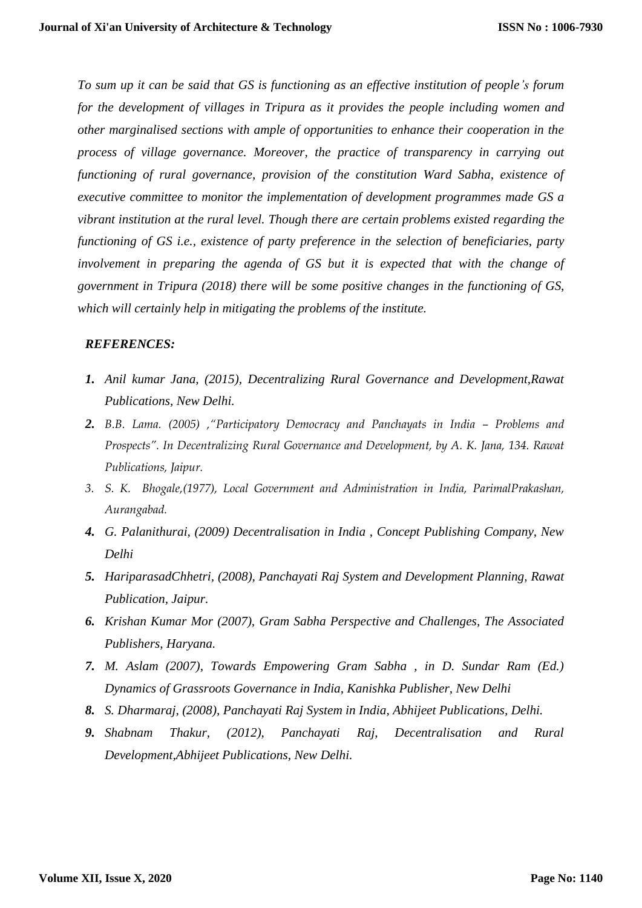*To sum up it can be said that GS is functioning as an effective institution of people's forum for the development of villages in Tripura as it provides the people including women and other marginalised sections with ample of opportunities to enhance their cooperation in the process of village governance. Moreover, the practice of transparency in carrying out functioning of rural governance, provision of the constitution Ward Sabha, existence of executive committee to monitor the implementation of development programmes made GS a vibrant institution at the rural level. Though there are certain problems existed regarding the functioning of GS i.e., existence of party preference in the selection of beneficiaries, party involvement in preparing the agenda of GS but it is expected that with the change of government in Tripura (2018) there will be some positive changes in the functioning of GS, which will certainly help in mitigating the problems of the institute.*

## *REFERENCES:*

1. *Anil kumar Jana, (2015), Decentralizing Rural Governance and Development,Rawat Publications, New Delhi.*
2. *B.B. Lama. (2005) ,"Participatory Democracy and Panchayats in India – Problems and Prospects". In Decentralizing Rural Governance and Development, by A. K. Jana, 134. Rawat Publications, Jaipur.*
3. *S. K. Bhogale,(1977), Local Government and Administration in India, ParimalPrakashan, Aurangabad.*
4. *G. Palanithurai, (2009) Decentralisation in India , Concept Publishing Company, New Delhi*
5. *HariparasadChhetri, (2008), Panchayati Raj System and Development Planning, Rawat Publication, Jaipur.*
6. *Krishan Kumar Mor (2007), Gram Sabha Perspective and Challenges, The Associated Publishers, Haryana.*
7. *M. Aslam (2007), Towards Empowering Gram Sabha , in D. Sundar Ram (Ed.) Dynamics of Grassroots Governance in India, Kanishka Publisher, New Delhi*
8. *S. Dharmaraj, (2008), Panchayati Raj System in India, Abhijeet Publications, Delhi.*
9. *Shabnam Thakur, (2012), Panchayati Raj, Decentralisation and Rural Development,Abhijeet Publications, New Delhi.*